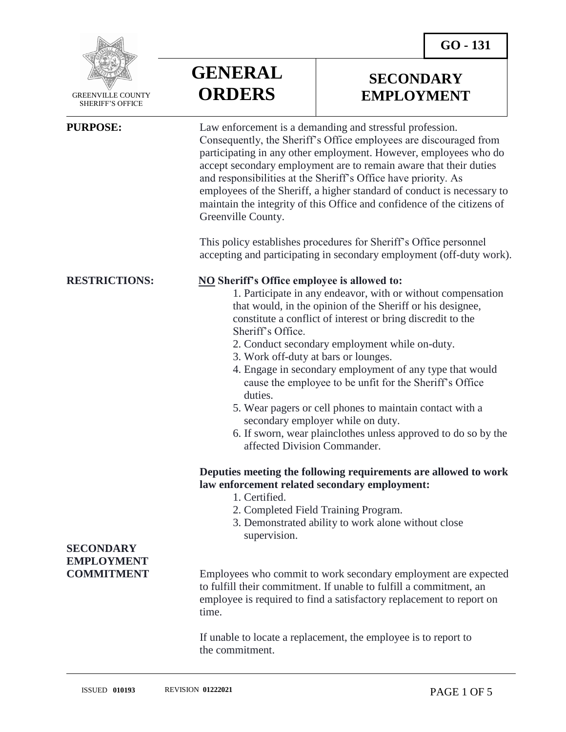GO - 131

GREENVILLE COUNTY SHERIFF'S OFFICE

# GENERAL ORDERS

# SECONDARY EMPLOYMENT

**PURPOSE:**

Law enforcement is a demanding and stressful profession. Consequently, the Sheriff's Office employees are discouraged from participating in any other employment. However, employees who do accept secondary employment are to remain aware that their duties and responsibilities at the Sheriff's Office have priority. As employees of the Sheriff, a higher standard of conduct is necessary to maintain the integrity of this Office and confidence of the citizens of Greenville County.

This policy establishes procedures for Sheriff's Office personnel accepting and participating in secondary employment (off-duty work).

**RESTRICTIONS:**

**NO Sheriff's Office employee is allowed to:**

1. Participate in any endeavor, with or without compensation that would, in the opinion of the Sheriff or his designee, constitute a conflict of interest or bring discredit to the Sheriff's Office.
2. Conduct secondary employment while on-duty.
3. Work off-duty at bars or lounges.
4. Engage in secondary employment of any type that would cause the employee to be unfit for the Sheriff's Office duties.
5. Wear pagers or cell phones to maintain contact with a secondary employer while on duty.
6. If sworn, wear plainclothes unless approved to do so by the affected Division Commander.

**Deputies meeting the following requirements are allowed to work law enforcement related secondary employment:**

1. Certified.
2. Completed Field Training Program.
3. Demonstrated ability to work alone without close supervision.

**SECONDARY EMPLOYMENT COMMITMENT**

Employees who commit to work secondary employment are expected to fulfill their commitment. If unable to fulfill a commitment, an employee is required to find a satisfactory replacement to report on time.

If unable to locate a replacement, the employee is to report to the commitment.

ISSUED **010193** REVISION **01222021**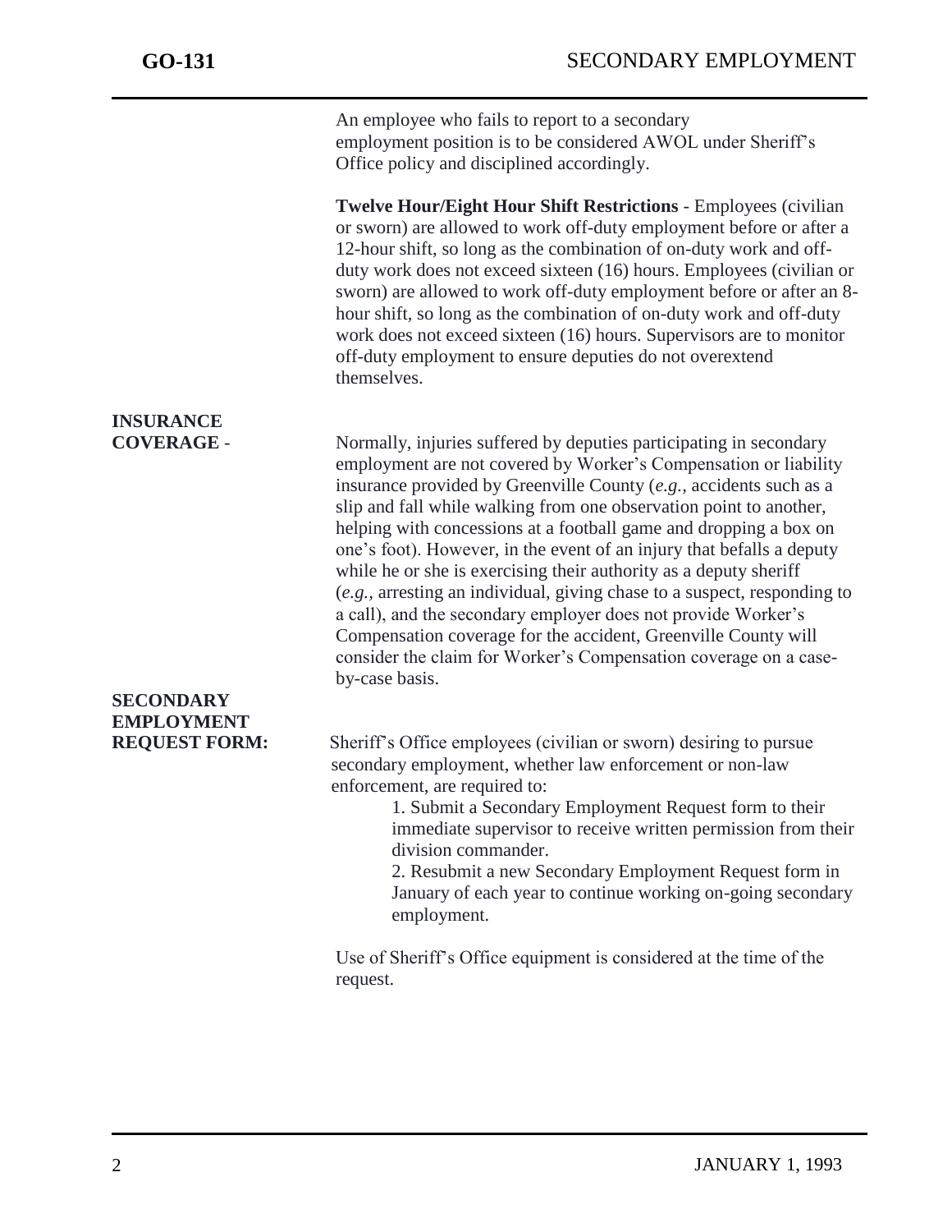An employee who fails to report to a secondary employment position is to be considered AWOL under Sheriff's Office policy and disciplined accordingly.

**Twelve Hour/Eight Hour Shift Restrictions** - Employees (civilian or sworn) are allowed to work off-duty employment before or after a 12-hour shift, so long as the combination of on-duty work and off-duty work does not exceed sixteen (16) hours. Employees (civilian or sworn) are allowed to work off-duty employment before or after an 8-hour shift, so long as the combination of on-duty work and off-duty work does not exceed sixteen (16) hours. Supervisors are to monitor off-duty employment to ensure deputies do not overextend themselves.

**INSURANCE COVERAGE** - Normally, injuries suffered by deputies participating in secondary employment are not covered by Worker's Compensation or liability insurance provided by Greenville County (*e.g.*, accidents such as a slip and fall while walking from one observation point to another, helping with concessions at a football game and dropping a box on one's foot). However, in the event of an injury that befalls a deputy while he or she is exercising their authority as a deputy sheriff (*e.g.*, arresting an individual, giving chase to a suspect, responding to a call), and the secondary employer does not provide Worker's Compensation coverage for the accident, Greenville County will consider the claim for Worker's Compensation coverage on a case-by-case basis.

**SECONDARY EMPLOYMENT REQUEST FORM:** Sheriff's Office employees (civilian or sworn) desiring to pursue secondary employment, whether law enforcement or non-law enforcement, are required to:

1. Submit a Secondary Employment Request form to their immediate supervisor to receive written permission from their division commander.
2. Resubmit a new Secondary Employment Request form in January of each year to continue working on-going secondary employment.

Use of Sheriff's Office equipment is considered at the time of the request.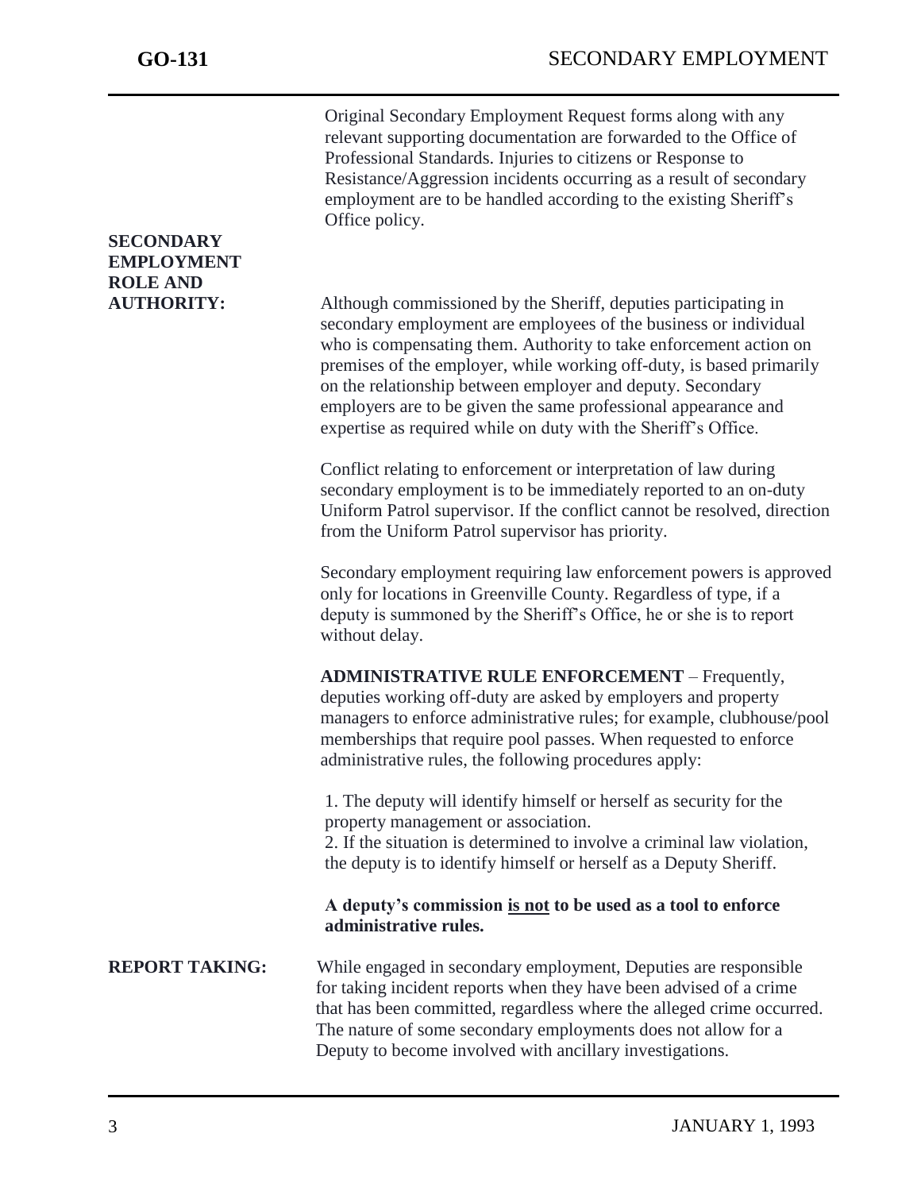Original Secondary Employment Request forms along with any relevant supporting documentation are forwarded to the Office of Professional Standards. Injuries to citizens or Response to Resistance/Aggression incidents occurring as a result of secondary employment are to be handled according to the existing Sheriff's Office policy.

**SECONDARY EMPLOYMENT ROLE AND AUTHORITY:**

Although commissioned by the Sheriff, deputies participating in secondary employment are employees of the business or individual who is compensating them. Authority to take enforcement action on premises of the employer, while working off-duty, is based primarily on the relationship between employer and deputy. Secondary employers are to be given the same professional appearance and expertise as required while on duty with the Sheriff's Office.

Conflict relating to enforcement or interpretation of law during secondary employment is to be immediately reported to an on-duty Uniform Patrol supervisor. If the conflict cannot be resolved, direction from the Uniform Patrol supervisor has priority.

Secondary employment requiring law enforcement powers is approved only for locations in Greenville County. Regardless of type, if a deputy is summoned by the Sheriff's Office, he or she is to report without delay.

**ADMINISTRATIVE RULE ENFORCEMENT** – Frequently, deputies working off-duty are asked by employers and property managers to enforce administrative rules; for example, clubhouse/pool memberships that require pool passes. When requested to enforce administrative rules, the following procedures apply:

1. The deputy will identify himself or herself as security for the property management or association.
2. If the situation is determined to involve a criminal law violation, the deputy is to identify himself or herself as a Deputy Sheriff.

**A deputy's commission <u>is not</u> to be used as a tool to enforce administrative rules.**

**REPORT TAKING:**

While engaged in secondary employment, Deputies are responsible for taking incident reports when they have been advised of a crime that has been committed, regardless where the alleged crime occurred. The nature of some secondary employments does not allow for a Deputy to become involved with ancillary investigations.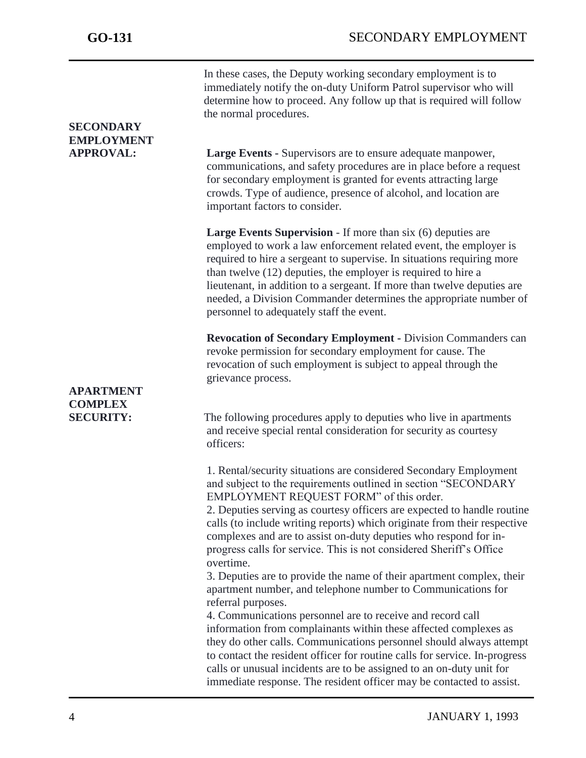In these cases, the Deputy working secondary employment is to immediately notify the on-duty Uniform Patrol supervisor who will determine how to proceed. Any follow up that is required will follow the normal procedures.

## SECONDARY EMPLOYMENT APPROVAL:

**Large Events -** Supervisors are to ensure adequate manpower, communications, and safety procedures are in place before a request for secondary employment is granted for events attracting large crowds. Type of audience, presence of alcohol, and location are important factors to consider.

**Large Events Supervision** - If more than six (6) deputies are employed to work a law enforcement related event, the employer is required to hire a sergeant to supervise. In situations requiring more than twelve (12) deputies, the employer is required to hire a lieutenant, in addition to a sergeant. If more than twelve deputies are needed, a Division Commander determines the appropriate number of personnel to adequately staff the event.

**Revocation of Secondary Employment -** Division Commanders can revoke permission for secondary employment for cause. The revocation of such employment is subject to appeal through the grievance process.

## APARTMENT COMPLEX SECURITY:

The following procedures apply to deputies who live in apartments and receive special rental consideration for security as courtesy officers:

1. Rental/security situations are considered Secondary Employment and subject to the requirements outlined in section "SECONDARY EMPLOYMENT REQUEST FORM" of this order.
2. Deputies serving as courtesy officers are expected to handle routine calls (to include writing reports) which originate from their respective complexes and are to assist on-duty deputies who respond for in-progress calls for service. This is not considered Sheriff's Office overtime.
3. Deputies are to provide the name of their apartment complex, their apartment number, and telephone number to Communications for referral purposes.
4. Communications personnel are to receive and record call information from complainants within these affected complexes as they do other calls. Communications personnel should always attempt to contact the resident officer for routine calls for service. In-progress calls or unusual incidents are to be assigned to an on-duty unit for immediate response. The resident officer may be contacted to assist.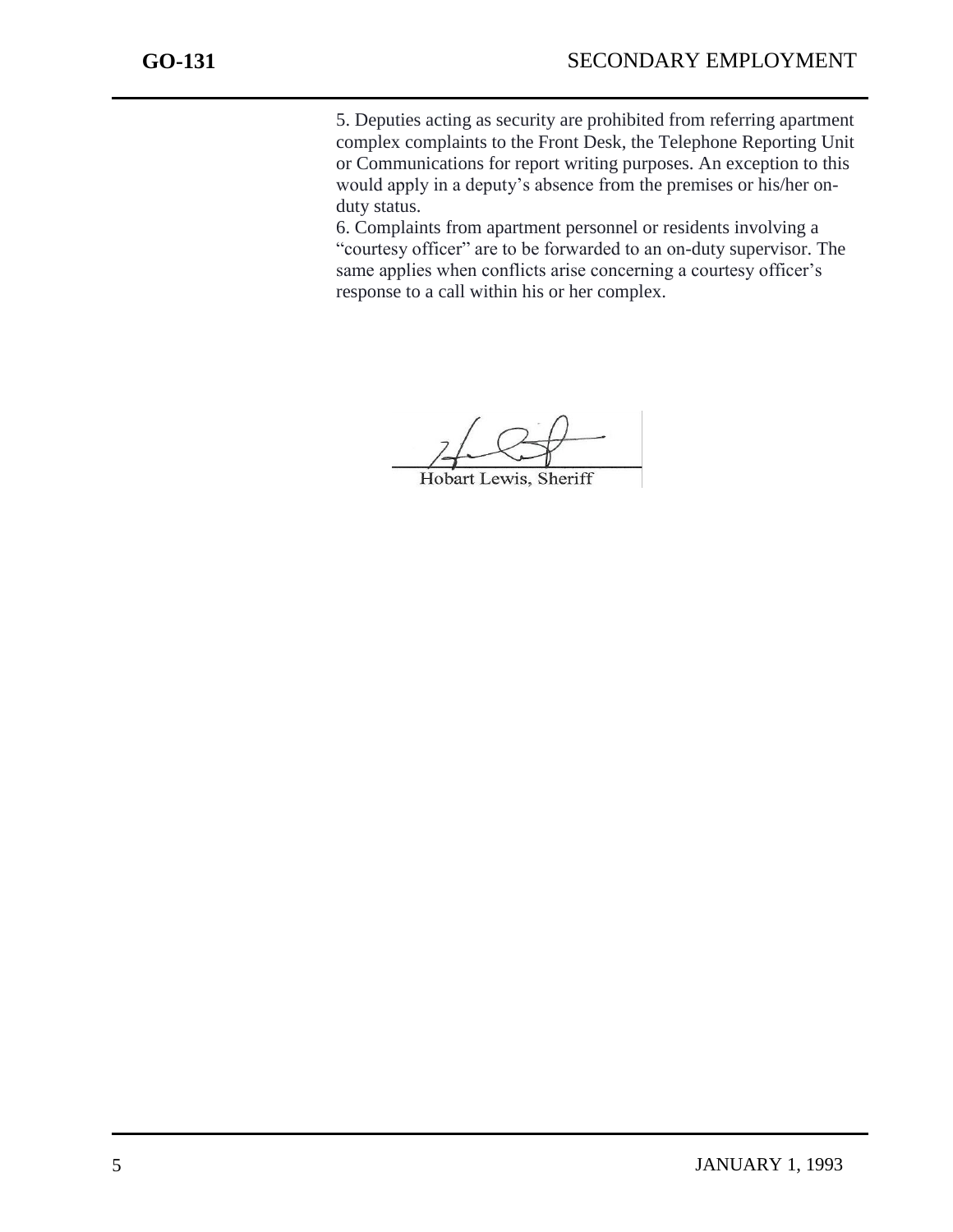5. Deputies acting as security are prohibited from referring apartment complex complaints to the Front Desk, the Telephone Reporting Unit or Communications for report writing purposes. An exception to this would apply in a deputy's absence from the premises or his/her on-duty status.

6. Complaints from apartment personnel or residents involving a "courtesy officer" are to be forwarded to an on-duty supervisor. The same applies when conflicts arise concerning a courtesy officer's response to a call within his or her complex.

Hobart Lewis, Sheriff